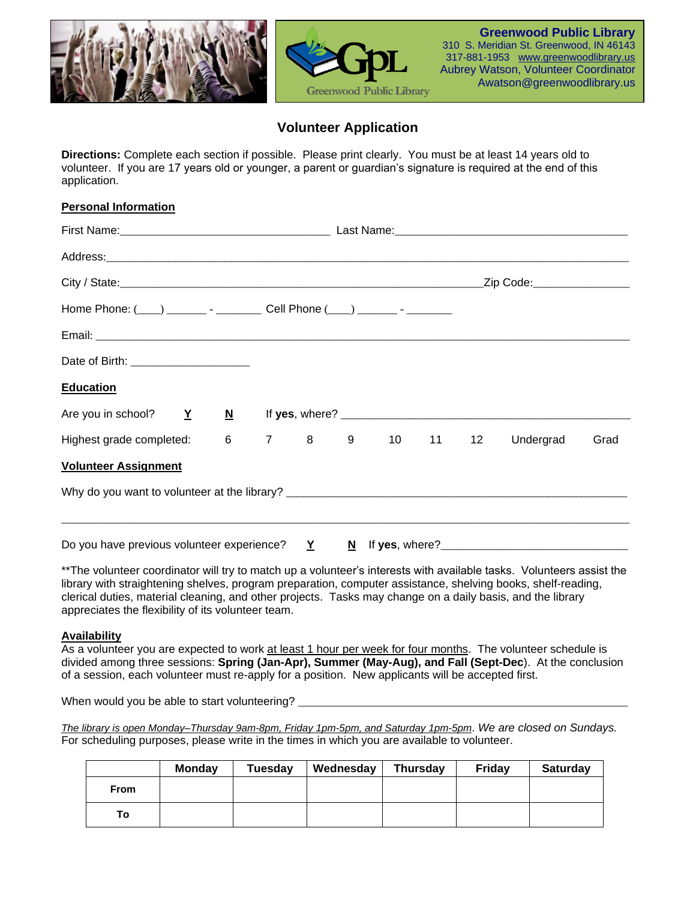**Greenwood Public Library**
310 S. Meridian St. Greenwood, IN 46143
317-881-1953 www.greenwoodlibrary.us
Aubrey Watson, Volunteer Coordinator
Awatson@greenwoodlibrary.us

# Volunteer Application

**Directions:** Complete each section if possible. Please print clearly. You must be at least 14 years old to volunteer. If you are 17 years old or younger, a parent or guardian's signature is required at the end of this application.

## Personal Information

First Name:_________________________________ Last Name:____________________________________

Address:___________________________________________________________________________

City / State:______________________________________________________Zip Code:_______________

Home Phone: (___) ______ - _______ Cell Phone (___) ______ - _______

Email: ____________________________________________________________________________

Date of Birth: ___________________

## Education

Are you in school? **Y** **N** If **yes**, where? ____________________________________________

Highest grade completed: 6 7 8 9 10 11 12 Undergrad Grad

## Volunteer Assignment

Why do you want to volunteer at the library? ____________________________________________________

_________________________________________________________________________________________

Do you have previous volunteer experience? **Y** **N** If **yes**, where?____________________________

**The volunteer coordinator will try to match up a volunteer's interests with available tasks. Volunteers assist the library with straightening shelves, program preparation, computer assistance, shelving books, shelf-reading, clerical duties, material cleaning, and other projects. Tasks may change on a daily basis, and the library appreciates the flexibility of its volunteer team.

## Availability

As a volunteer you are expected to work at least 1 hour per week for four months. The volunteer schedule is divided among three sessions: **Spring (Jan-Apr), Summer (May-Aug), and Fall (Sept-Dec**). At the conclusion of a session, each volunteer must re-apply for a position. New applicants will be accepted first.

When would you be able to start volunteering? ____________________________________________________

*The library is open Monday–Thursday 9am-8pm, Friday 1pm-5pm, and Saturday 1pm-5pm. We are closed on Sundays.*
For scheduling purposes, please write in the times in which you are available to volunteer.

| | Monday | Tuesday | Wednesday | Thursday | Friday | Saturday |
|---|---|---|---|---|---|---|
| **From** | | | | | | |
| **To** | | | | | | |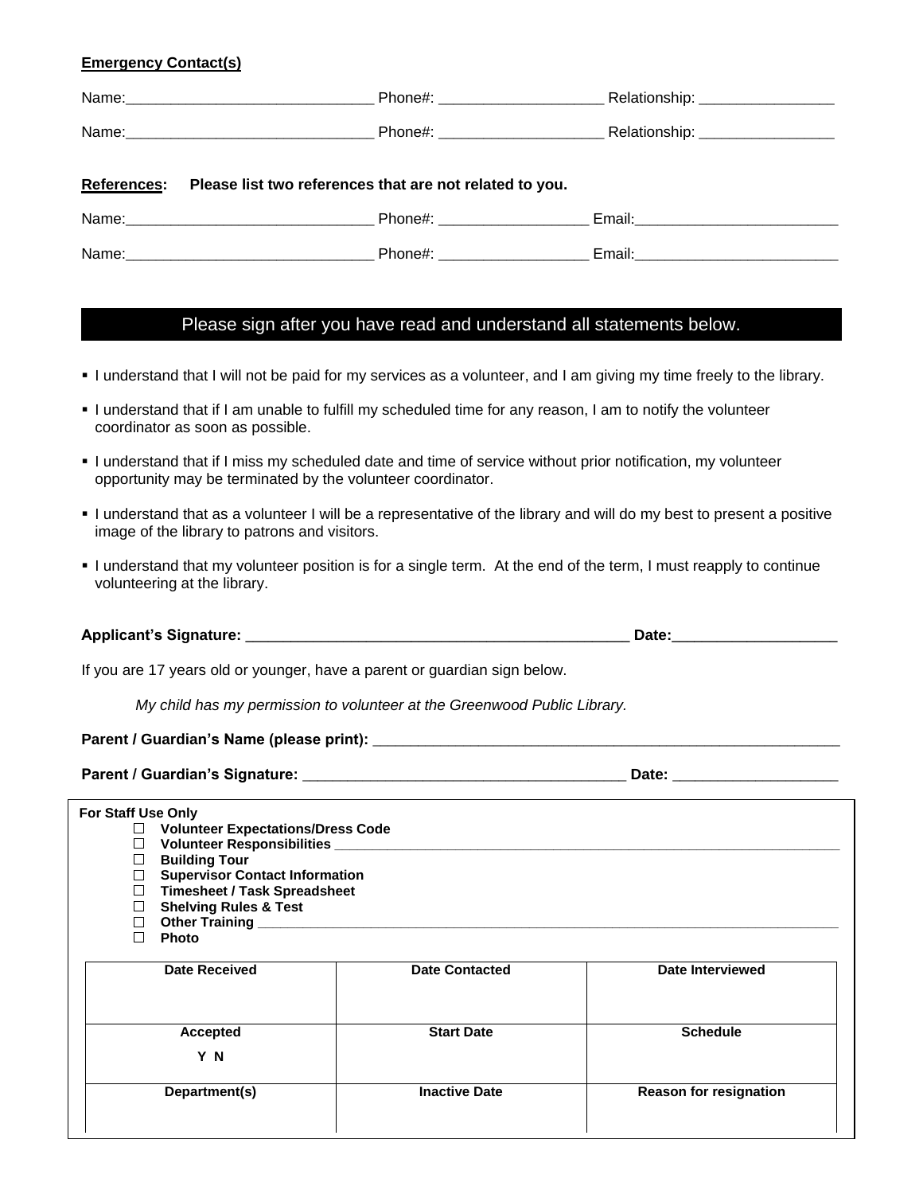**Emergency Contact(s)**

Name:______________________________ Phone#: ____________________ Relationship: ________________

Name:______________________________ Phone#: ____________________ Relationship: ________________

**References:** **Please list two references that are not related to you.**

Name:______________________________ Phone#: __________________ Email:________________________

Name:______________________________ Phone#: __________________ Email:________________________

## Please sign after you have read and understand all statements below.

- I understand that I will not be paid for my services as a volunteer, and I am giving my time freely to the library.
- I understand that if I am unable to fulfill my scheduled time for any reason, I am to notify the volunteer coordinator as soon as possible.
- I understand that if I miss my scheduled date and time of service without prior notification, my volunteer opportunity may be terminated by the volunteer coordinator.
- I understand that as a volunteer I will be a representative of the library and will do my best to present a positive image of the library to patrons and visitors.
- I understand that my volunteer position is for a single term. At the end of the term, I must reapply to continue volunteering at the library.

**Applicant's Signature:** _______________________________________________ **Date:**___________________

If you are 17 years old or younger, have a parent or guardian sign below.

*My child has my permission to volunteer at the Greenwood Public Library.*

**Parent / Guardian's Name (please print):** _________________________________________________________

**Parent / Guardian's Signature:** ______________________________________ **Date:** ___________________

**For Staff Use Only**

- ☐ **Volunteer Expectations/Dress Code**
- ☐ **Volunteer Responsibilities** ________________________________________________________________
- ☐ **Building Tour**
- ☐ **Supervisor Contact Information**
- ☐ **Timesheet / Task Spreadsheet**
- ☐ **Shelving Rules & Test**
- ☐ **Other Training** ______________________________________________________________________
- ☐ **Photo**

| Date Received | Date Contacted | Date Interviewed |
|---|---|---|
| | | |
| **Accepted** | **Start Date** | **Schedule** |
| **Y N** | | |
| **Department(s)** | **Inactive Date** | **Reason for resignation** |
| | | |